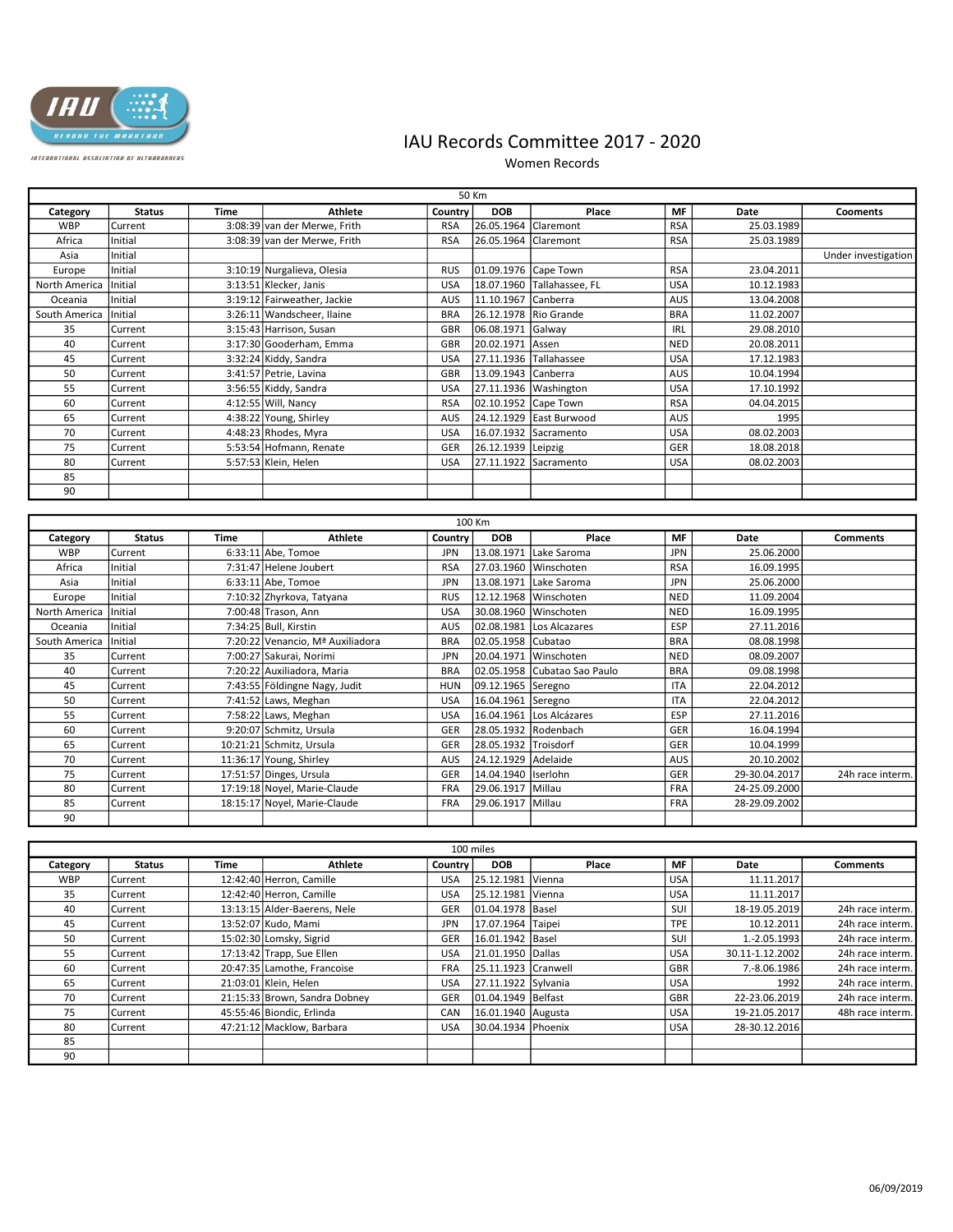# IAU Records Committee 2017 - 2020

## Women Records

### 50 Km

| Category | Status | Time | Athlete | Country | DOB | Place | MF | Date | Cooments |
|---|---|---|---|---|---|---|---|---|---|
| WBP | Current | 3:08:39 | van der Merwe, Frith | RSA | 26.05.1964 | Claremont | RSA | 25.03.1989 | |
| Africa | Initial | 3:08:39 | van der Merwe, Frith | RSA | 26.05.1964 | Claremont | RSA | 25.03.1989 | |
| Asia | Initial | | | | | | | | Under investigation |
| Europe | Initial | 3:10:19 | Nurgalieva, Olesia | RUS | 01.09.1976 | Cape Town | RSA | 23.04.2011 | |
| North America | Initial | 3:13:51 | Klecker, Janis | USA | 18.07.1960 | Tallahassee, FL | USA | 10.12.1983 | |
| Oceania | Initial | 3:19:12 | Fairweather, Jackie | AUS | 11.10.1967 | Canberra | AUS | 13.04.2008 | |
| South America | Initial | 3:26:11 | Wandscheer, Ilaine | BRA | 26.12.1978 | Rio Grande | BRA | 11.02.2007 | |
| 35 | Current | 3:15:43 | Harrison, Susan | GBR | 06.08.1971 | Galway | IRL | 29.08.2010 | |
| 40 | Current | 3:17:30 | Gooderham, Emma | GBR | 20.02.1971 | Assen | NED | 20.08.2011 | |
| 45 | Current | 3:32:24 | Kiddy, Sandra | USA | 27.11.1936 | Tallahassee | USA | 17.12.1983 | |
| 50 | Current | 3:41:57 | Petrie, Lavina | GBR | 13.09.1943 | Canberra | AUS | 10.04.1994 | |
| 55 | Current | 3:56:55 | Kiddy, Sandra | USA | 27.11.1936 | Washington | USA | 17.10.1992 | |
| 60 | Current | 4:12:55 | Will, Nancy | RSA | 02.10.1952 | Cape Town | RSA | 04.04.2015 | |
| 65 | Current | 4:38:22 | Young, Shirley | AUS | 24.12.1929 | East Burwood | AUS | 1995 | |
| 70 | Current | 4:48:23 | Rhodes, Myra | USA | 16.07.1932 | Sacramento | USA | 08.02.2003 | |
| 75 | Current | 5:53:54 | Hofmann, Renate | GER | 26.12.1939 | Leipzig | GER | 18.08.2018 | |
| 80 | Current | 5:57:53 | Klein, Helen | USA | 27.11.1922 | Sacramento | USA | 08.02.2003 | |
| 85 | | | | | | | | | |
| 90 | | | | | | | | | |

### 100 Km

| Category | Status | Time | Athlete | Country | DOB | Place | MF | Date | Comments |
|---|---|---|---|---|---|---|---|---|---|
| WBP | Current | 6:33:11 | Abe, Tomoe | JPN | 13.08.1971 | Lake Saroma | JPN | 25.06.2000 | |
| Africa | Initial | 7:31:47 | Helene Joubert | RSA | 27.03.1960 | Winschoten | RSA | 16.09.1995 | |
| Asia | Initial | 6:33:11 | Abe, Tomoe | JPN | 13.08.1971 | Lake Saroma | JPN | 25.06.2000 | |
| Europe | Initial | 7:10:32 | Zhyrkova, Tatyana | RUS | 12.12.1968 | Winschoten | NED | 11.09.2004 | |
| North America | Initial | 7:00:48 | Trason, Ann | USA | 30.08.1960 | Winschoten | NED | 16.09.1995 | |
| Oceania | Initial | 7:34:25 | Bull, Kirstin | AUS | 02.08.1981 | Los Alcazares | ESP | 27.11.2016 | |
| South America | Initial | 7:20:22 | Venancio, Mª Auxiliadora | BRA | 02.05.1958 | Cubatao | BRA | 08.08.1998 | |
| 35 | Current | 7:00:27 | Sakurai, Norimi | JPN | 20.04.1971 | Winschoten | NED | 08.09.2007 | |
| 40 | Current | 7:20:22 | Auxiliadora, Maria | BRA | 02.05.1958 | Cubatao Sao Paulo | BRA | 09.08.1998 | |
| 45 | Current | 7:43:55 | Földingne Nagy, Judit | HUN | 09.12.1965 | Seregno | ITA | 22.04.2012 | |
| 50 | Current | 7:41:52 | Laws, Meghan | USA | 16.04.1961 | Seregno | ITA | 22.04.2012 | |
| 55 | Current | 7:58:22 | Laws, Meghan | USA | 16.04.1961 | Los Alcázares | ESP | 27.11.2016 | |
| 60 | Current | 9:20:07 | Schmitz, Ursula | GER | 28.05.1932 | Rodenbach | GER | 16.04.1994 | |
| 65 | Current | 10:21:21 | Schmitz, Ursula | GER | 28.05.1932 | Troisdorf | GER | 10.04.1999 | |
| 70 | Current | 11:36:17 | Young, Shirley | AUS | 24.12.1929 | Adelaide | AUS | 20.10.2002 | |
| 75 | Current | 17:51:57 | Dinges, Ursula | GER | 14.04.1940 | Iserlohn | GER | 29-30.04.2017 | 24h race interm. |
| 80 | Current | 17:19:18 | Noyel, Marie-Claude | FRA | 29.06.1917 | Millau | FRA | 24-25.09.2000 | |
| 85 | Current | 18:15:17 | Noyel, Marie-Claude | FRA | 29.06.1917 | Millau | FRA | 28-29.09.2002 | |
| 90 | | | | | | | | | |

### 100 miles

| Category | Status | Time | Athlete | Country | DOB | Place | MF | Date | Comments |
|---|---|---|---|---|---|---|---|---|---|
| WBP | Current | 12:42:40 | Herron, Camille | USA | 25.12.1981 | Vienna | USA | 11.11.2017 | |
| 35 | Current | 12:42:40 | Herron, Camille | USA | 25.12.1981 | Vienna | USA | 11.11.2017 | |
| 40 | Current | 13:13:15 | Alder-Baerens, Nele | GER | 01.04.1978 | Basel | SUI | 18-19.05.2019 | 24h race interm. |
| 45 | Current | 13:52:07 | Kudo, Mami | JPN | 17.07.1964 | Taipei | TPE | 10.12.2011 | 24h race interm. |
| 50 | Current | 15:02:30 | Lomsky, Sigrid | GER | 16.01.1942 | Basel | SUI | 1.-2.05.1993 | 24h race interm. |
| 55 | Current | 17:13:42 | Trapp, Sue Ellen | USA | 21.01.1950 | Dallas | USA | 30.11-1.12.2002 | 24h race interm. |
| 60 | Current | 20:47:35 | Lamothe, Francoise | FRA | 25.11.1923 | Cranwell | GBR | 7.-8.06.1986 | 24h race interm. |
| 65 | Current | 21:03:01 | Klein, Helen | USA | 27.11.1922 | Sylvania | USA | 1992 | 24h race interm. |
| 70 | Current | 21:15:33 | Brown, Sandra Dobney | GER | 01.04.1949 | Belfast | GBR | 22-23.06.2019 | 24h race interm. |
| 75 | Current | 45:55:46 | Biondic, Erlinda | CAN | 16.01.1940 | Augusta | USA | 19-21.05.2017 | 48h race interm. |
| 80 | Current | 47:21:12 | Macklow, Barbara | USA | 30.04.1934 | Phoenix | USA | 28-30.12.2016 | |
| 85 | | | | | | | | | |
| 90 | | | | | | | | | |

06/09/2019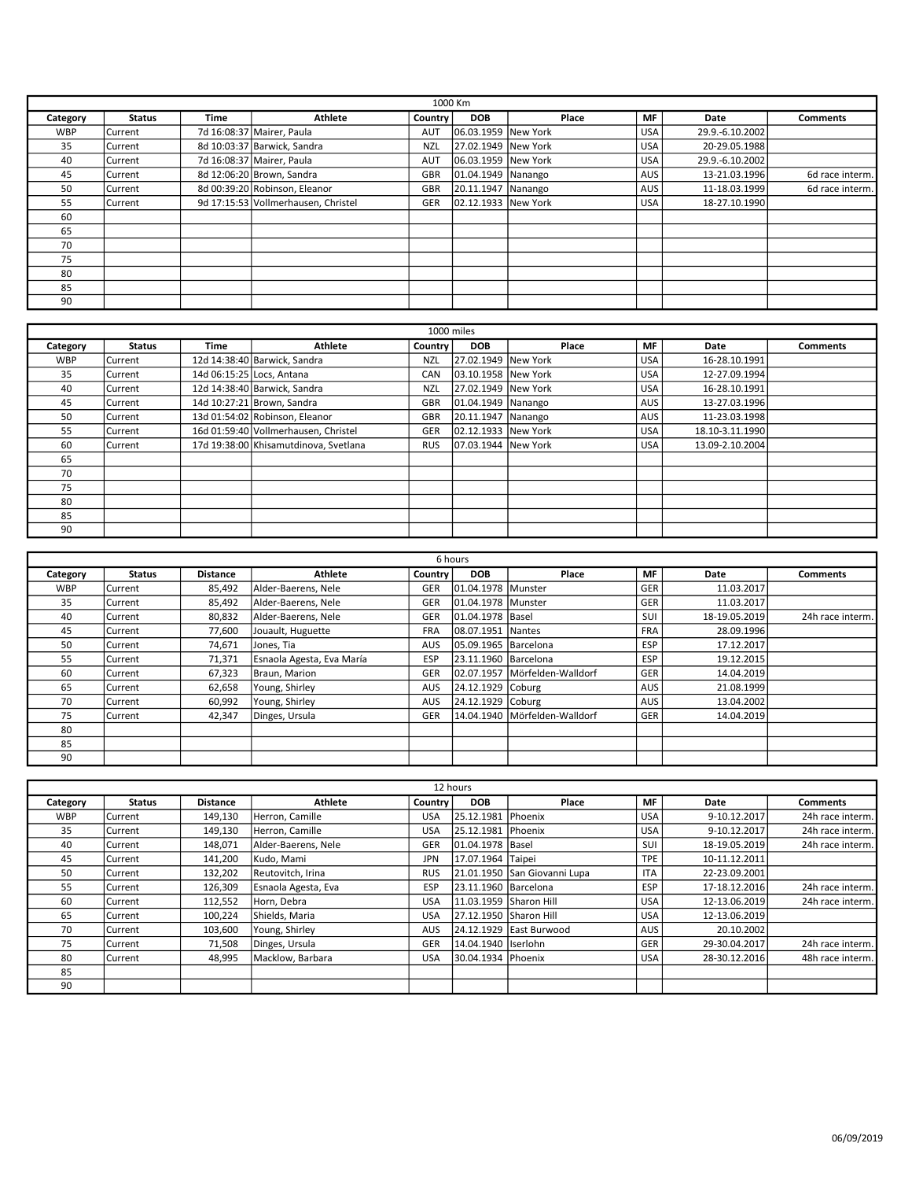| 1000 Km | | | | | | | | | |
|---|---|---|---|---|---|---|---|---|---|
| Category | Status | Time | Athlete | Country | DOB | Place | MF | Date | Comments |
| WBP | Current | 7d 16:08:37 | Mairer, Paula | AUT | 06.03.1959 | New York | USA | 29.9.-6.10.2002 | |
| 35 | Current | 8d 10:03:37 | Barwick, Sandra | NZL | 27.02.1949 | New York | USA | 20-29.05.1988 | |
| 40 | Current | 7d 16:08:37 | Mairer, Paula | AUT | 06.03.1959 | New York | USA | 29.9.-6.10.2002 | |
| 45 | Current | 8d 12:06:20 | Brown, Sandra | GBR | 01.04.1949 | Nanango | AUS | 13-21.03.1996 | 6d race interm. |
| 50 | Current | 8d 00:39:20 | Robinson, Eleanor | GBR | 20.11.1947 | Nanango | AUS | 11-18.03.1999 | 6d race interm. |
| 55 | Current | 9d 17:15:53 | Vollmerhausen, Christel | GER | 02.12.1933 | New York | USA | 18-27.10.1990 | |
| 60 | | | | | | | | | |
| 65 | | | | | | | | | |
| 70 | | | | | | | | | |
| 75 | | | | | | | | | |
| 80 | | | | | | | | | |
| 85 | | | | | | | | | |
| 90 | | | | | | | | | |

| 1000 miles | | | | | | | | | |
|---|---|---|---|---|---|---|---|---|---|
| Category | Status | Time | Athlete | Country | DOB | Place | MF | Date | Comments |
| WBP | Current | 12d 14:38:40 | Barwick, Sandra | NZL | 27.02.1949 | New York | USA | 16-28.10.1991 | |
| 35 | Current | 14d 06:15:25 | Locs, Antana | CAN | 03.10.1958 | New York | USA | 12-27.09.1994 | |
| 40 | Current | 12d 14:38:40 | Barwick, Sandra | NZL | 27.02.1949 | New York | USA | 16-28.10.1991 | |
| 45 | Current | 14d 10:27:21 | Brown, Sandra | GBR | 01.04.1949 | Nanango | AUS | 13-27.03.1996 | |
| 50 | Current | 13d 01:54:02 | Robinson, Eleanor | GBR | 20.11.1947 | Nanango | AUS | 11-23.03.1998 | |
| 55 | Current | 16d 01:59:40 | Vollmerhausen, Christel | GER | 02.12.1933 | New York | USA | 18.10-3.11.1990 | |
| 60 | Current | 17d 19:38:00 | Khisamutdinova, Svetlana | RUS | 07.03.1944 | New York | USA | 13.09-2.10.2004 | |
| 65 | | | | | | | | | |
| 70 | | | | | | | | | |
| 75 | | | | | | | | | |
| 80 | | | | | | | | | |
| 85 | | | | | | | | | |
| 90 | | | | | | | | | |

| 6 hours | | | | | | | | | |
|---|---|---|---|---|---|---|---|---|---|
| Category | Status | Distance | Athlete | Country | DOB | Place | MF | Date | Comments |
| WBP | Current | 85,492 | Alder-Baerens, Nele | GER | 01.04.1978 | Munster | GER | 11.03.2017 | |
| 35 | Current | 85,492 | Alder-Baerens, Nele | GER | 01.04.1978 | Munster | GER | 11.03.2017 | |
| 40 | Current | 80,832 | Alder-Baerens, Nele | GER | 01.04.1978 | Basel | SUI | 18-19.05.2019 | 24h race interm. |
| 45 | Current | 77,600 | Jouault, Huguette | FRA | 08.07.1951 | Nantes | FRA | 28.09.1996 | |
| 50 | Current | 74,671 | Jones, Tia | AUS | 05.09.1965 | Barcelona | ESP | 17.12.2017 | |
| 55 | Current | 71,371 | Esnaola Agesta, Eva María | ESP | 23.11.1960 | Barcelona | ESP | 19.12.2015 | |
| 60 | Current | 67,323 | Braun, Marion | GER | 02.07.1957 | Mörfelden-Walldorf | GER | 14.04.2019 | |
| 65 | Current | 62,658 | Young, Shirley | AUS | 24.12.1929 | Coburg | AUS | 21.08.1999 | |
| 70 | Current | 60,992 | Young, Shirley | AUS | 24.12.1929 | Coburg | AUS | 13.04.2002 | |
| 75 | Current | 42,347 | Dinges, Ursula | GER | 14.04.1940 | Mörfelden-Walldorf | GER | 14.04.2019 | |
| 80 | | | | | | | | | |
| 85 | | | | | | | | | |
| 90 | | | | | | | | | |

| 12 hours | | | | | | | | | |
|---|---|---|---|---|---|---|---|---|---|
| Category | Status | Distance | Athlete | Country | DOB | Place | MF | Date | Comments |
| WBP | Current | 149,130 | Herron, Camille | USA | 25.12.1981 | Phoenix | USA | 9-10.12.2017 | 24h race interm. |
| 35 | Current | 149,130 | Herron, Camille | USA | 25.12.1981 | Phoenix | USA | 9-10.12.2017 | 24h race interm. |
| 40 | Current | 148,071 | Alder-Baerens, Nele | GER | 01.04.1978 | Basel | SUI | 18-19.05.2019 | 24h race interm. |
| 45 | Current | 141,200 | Kudo, Mami | JPN | 17.07.1964 | Taipei | TPE | 10-11.12.2011 | |
| 50 | Current | 132,202 | Reutovitch, Irina | RUS | 21.01.1950 | San Giovanni Lupa | ITA | 22-23.09.2001 | |
| 55 | Current | 126,309 | Esnaola Agesta, Eva | ESP | 23.11.1960 | Barcelona | ESP | 17-18.12.2016 | 24h race interm. |
| 60 | Current | 112,552 | Horn, Debra | USA | 11.03.1959 | Sharon Hill | USA | 12-13.06.2019 | 24h race interm. |
| 65 | Current | 100,224 | Shields, Maria | USA | 27.12.1950 | Sharon Hill | USA | 12-13.06.2019 | |
| 70 | Current | 103,600 | Young, Shirley | AUS | 24.12.1929 | East Burwood | AUS | 20.10.2002 | |
| 75 | Current | 71,508 | Dinges, Ursula | GER | 14.04.1940 | Iserlohn | GER | 29-30.04.2017 | 24h race interm. |
| 80 | Current | 48,995 | Macklow, Barbara | USA | 30.04.1934 | Phoenix | USA | 28-30.12.2016 | 48h race interm. |
| 85 | | | | | | | | | |
| 90 | | | | | | | | | |

06/09/2019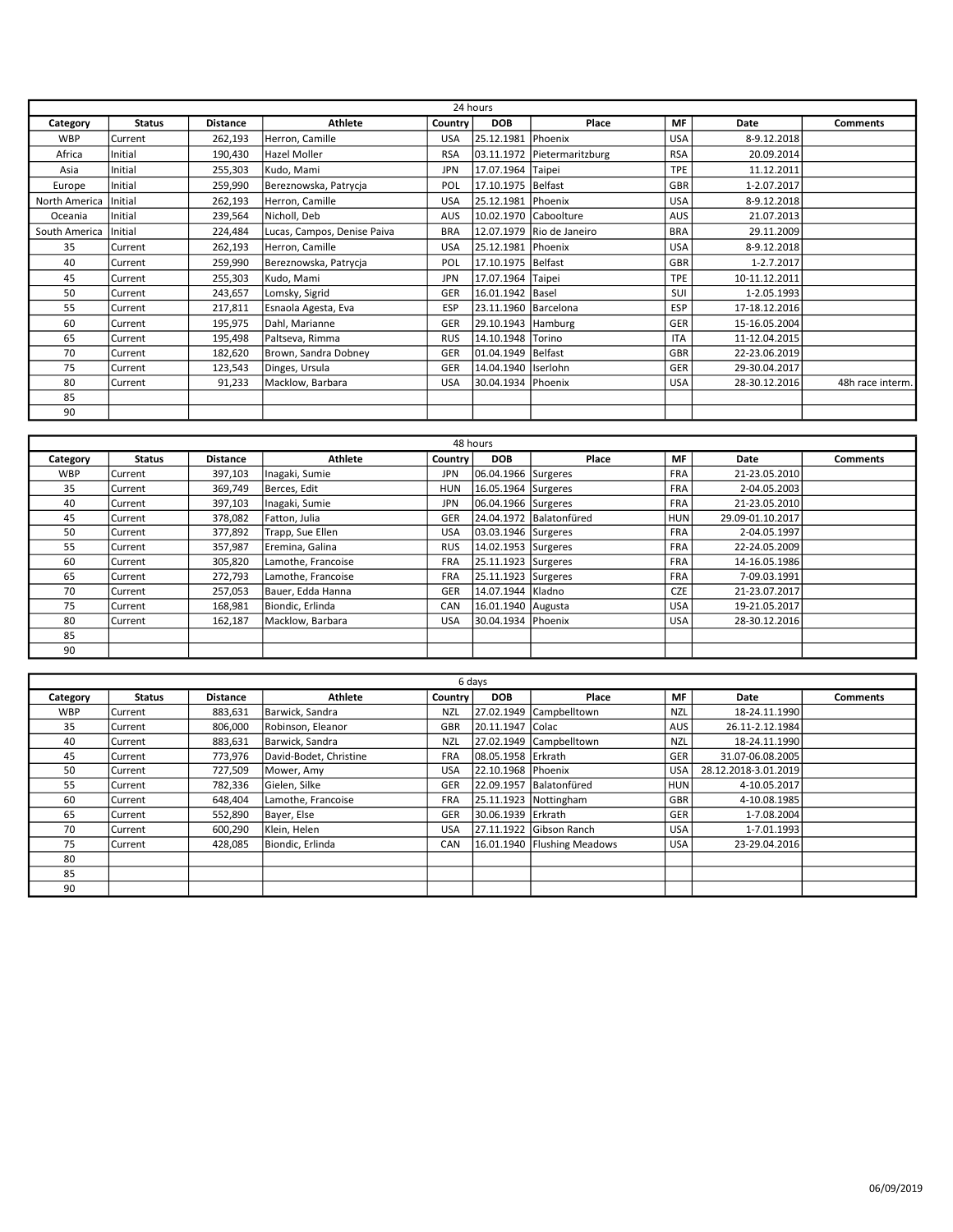| 24 hours | | | | | | | | | |
|---|---|---|---|---|---|---|---|---|---|
| Category | Status | Distance | Athlete | Country | DOB | Place | MF | Date | Comments |
| WBP | Current | 262,193 | Herron, Camille | USA | 25.12.1981 | Phoenix | USA | 8-9.12.2018 | |
| Africa | Initial | 190,430 | Hazel Moller | RSA | 03.11.1972 | Pietermaritzburg | RSA | 20.09.2014 | |
| Asia | Initial | 255,303 | Kudo, Mami | JPN | 17.07.1964 | Taipei | TPE | 11.12.2011 | |
| Europe | Initial | 259,990 | Bereznowska, Patrycja | POL | 17.10.1975 | Belfast | GBR | 1-2.07.2017 | |
| North America | Initial | 262,193 | Herron, Camille | USA | 25.12.1981 | Phoenix | USA | 8-9.12.2018 | |
| Oceania | Initial | 239,564 | Nicholl, Deb | AUS | 10.02.1970 | Caboolture | AUS | 21.07.2013 | |
| South America | Initial | 224,484 | Lucas, Campos, Denise Paiva | BRA | 12.07.1979 | Rio de Janeiro | BRA | 29.11.2009 | |
| 35 | Current | 262,193 | Herron, Camille | USA | 25.12.1981 | Phoenix | USA | 8-9.12.2018 | |
| 40 | Current | 259,990 | Bereznowska, Patrycja | POL | 17.10.1975 | Belfast | GBR | 1-2.7.2017 | |
| 45 | Current | 255,303 | Kudo, Mami | JPN | 17.07.1964 | Taipei | TPE | 10-11.12.2011 | |
| 50 | Current | 243,657 | Lomsky, Sigrid | GER | 16.01.1942 | Basel | SUI | 1-2.05.1993 | |
| 55 | Current | 217,811 | Esnaola Agesta, Eva | ESP | 23.11.1960 | Barcelona | ESP | 17-18.12.2016 | |
| 60 | Current | 195,975 | Dahl, Marianne | GER | 29.10.1943 | Hamburg | GER | 15-16.05.2004 | |
| 65 | Current | 195,498 | Paltseva, Rimma | RUS | 14.10.1948 | Torino | ITA | 11-12.04.2015 | |
| 70 | Current | 182,620 | Brown, Sandra Dobney | GER | 01.04.1949 | Belfast | GBR | 22-23.06.2019 | |
| 75 | Current | 123,543 | Dinges, Ursula | GER | 14.04.1940 | Iserlohn | GER | 29-30.04.2017 | |
| 80 | Current | 91,233 | Macklow, Barbara | USA | 30.04.1934 | Phoenix | USA | 28-30.12.2016 | 48h race interm. |
| 85 | | | | | | | | | |
| 90 | | | | | | | | | |

| 48 hours | | | | | | | | | |
|---|---|---|---|---|---|---|---|---|---|
| Category | Status | Distance | Athlete | Country | DOB | Place | MF | Date | Comments |
| WBP | Current | 397,103 | Inagaki, Sumie | JPN | 06.04.1966 | Surgeres | FRA | 21-23.05.2010 | |
| 35 | Current | 369,749 | Berces, Edit | HUN | 16.05.1964 | Surgeres | FRA | 2-04.05.2003 | |
| 40 | Current | 397,103 | Inagaki, Sumie | JPN | 06.04.1966 | Surgeres | FRA | 21-23.05.2010 | |
| 45 | Current | 378,082 | Fatton, Julia | GER | 24.04.1972 | Balatonfüred | HUN | 29.09-01.10.2017 | |
| 50 | Current | 377,892 | Trapp, Sue Ellen | USA | 03.03.1946 | Surgeres | FRA | 2-04.05.1997 | |
| 55 | Current | 357,987 | Eremina, Galina | RUS | 14.02.1953 | Surgeres | FRA | 22-24.05.2009 | |
| 60 | Current | 305,820 | Lamothe, Francoise | FRA | 25.11.1923 | Surgeres | FRA | 14-16.05.1986 | |
| 65 | Current | 272,793 | Lamothe, Francoise | FRA | 25.11.1923 | Surgeres | FRA | 7-09.03.1991 | |
| 70 | Current | 257,053 | Bauer, Edda Hanna | GER | 14.07.1944 | Kladno | CZE | 21-23.07.2017 | |
| 75 | Current | 168,981 | Biondic, Erlinda | CAN | 16.01.1940 | Augusta | USA | 19-21.05.2017 | |
| 80 | Current | 162,187 | Macklow, Barbara | USA | 30.04.1934 | Phoenix | USA | 28-30.12.2016 | |
| 85 | | | | | | | | | |
| 90 | | | | | | | | | |

| 6 days | | | | | | | | | |
|---|---|---|---|---|---|---|---|---|---|
| Category | Status | Distance | Athlete | Country | DOB | Place | MF | Date | Comments |
| WBP | Current | 883,631 | Barwick, Sandra | NZL | 27.02.1949 | Campbelltown | NZL | 18-24.11.1990 | |
| 35 | Current | 806,000 | Robinson, Eleanor | GBR | 20.11.1947 | Colac | AUS | 26.11-2.12.1984 | |
| 40 | Current | 883,631 | Barwick, Sandra | NZL | 27.02.1949 | Campbelltown | NZL | 18-24.11.1990 | |
| 45 | Current | 773,976 | David-Bodet, Christine | FRA | 08.05.1958 | Erkrath | GER | 31.07-06.08.2005 | |
| 50 | Current | 727,509 | Mower, Amy | USA | 22.10.1968 | Phoenix | USA | 28.12.2018-3.01.2019 | |
| 55 | Current | 782,336 | Gielen, Silke | GER | 22.09.1957 | Balatonfüred | HUN | 4-10.05.2017 | |
| 60 | Current | 648,404 | Lamothe, Francoise | FRA | 25.11.1923 | Nottingham | GBR | 4-10.08.1985 | |
| 65 | Current | 552,890 | Bayer, Else | GER | 30.06.1939 | Erkrath | GER | 1-7.08.2004 | |
| 70 | Current | 600,290 | Klein, Helen | USA | 27.11.1922 | Gibson Ranch | USA | 1-7.01.1993 | |
| 75 | Current | 428,085 | Biondic, Erlinda | CAN | 16.01.1940 | Flushing Meadows | USA | 23-29.04.2016 | |
| 80 | | | | | | | | | |
| 85 | | | | | | | | | |
| 90 | | | | | | | | | |

06/09/2019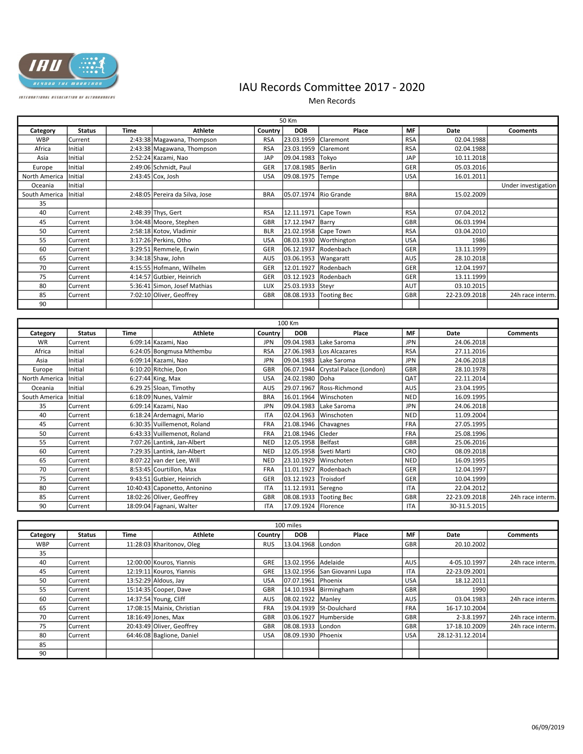# IAU Records Committee 2017 - 2020

Men Records

| 50 Km | | | | | | | | | |
|---|---|---|---|---|---|---|---|---|---|
| Category | Status | Time | Athlete | Country | DOB | Place | MF | Date | Coments |
| WBP | Current | 2:43:38 | Magawana, Thompson | RSA | 23.03.1959 | Claremont | RSA | 02.04.1988 | |
| Africa | Initial | 2:43:38 | Magawana, Thompson | RSA | 23.03.1959 | Claremont | RSA | 02.04.1988 | |
| Asia | Initial | 2:52:24 | Kazami, Nao | JAP | 09.04.1983 | Tokyo | JAP | 10.11.2018 | |
| Europe | Initial | 2:49:06 | Schmidt, Paul | GER | 17.08.1985 | Berlin | GER | 05.03.2016 | |
| North America | Initial | 2:43:45 | Cox, Josh | USA | 09.08.1975 | Tempe | USA | 16.01.2011 | |
| Oceania | Initial | | | | | | | | Under investigation |
| South America | Initial | 2:48:05 | Pereira da Silva, Jose | BRA | 05.07.1974 | Rio Grande | BRA | 15.02.2009 | |
| 35 | | | | | | | | | |
| 40 | Current | 2:48:39 | Thys, Gert | RSA | 12.11.1971 | Cape Town | RSA | 07.04.2012 | |
| 45 | Current | 3:04:48 | Moore, Stephen | GBR | 17.12.1947 | Barry | GBR | 06.03.1994 | |
| 50 | Current | 2:58:18 | Kotov, Vladimir | BLR | 21.02.1958 | Cape Town | RSA | 03.04.2010 | |
| 55 | Current | 3:17:26 | Perkins, Otho | USA | 08.03.1930 | Worthington | USA | 1986 | |
| 60 | Current | 3:29:51 | Remmele, Erwin | GER | 06.12.1937 | Rodenbach | GER | 13.11.1999 | |
| 65 | Current | 3:34:18 | Shaw, John | AUS | 03.06.1953 | Wangaratt | AUS | 28.10.2018 | |
| 70 | Current | 4:15:55 | Hofmann, Wilhelm | GER | 12.01.1927 | Rodenbach | GER | 12.04.1997 | |
| 75 | Current | 4:14:57 | Gutbier, Heinrich | GER | 03.12.1923 | Rodenbach | GER | 13.11.1999 | |
| 80 | Current | 5:36:41 | Simon, Josef Mathias | LUX | 25.03.1933 | Steyr | AUT | 03.10.2015 | |
| 85 | Current | 7:02:10 | Oliver, Geoffrey | GBR | 08.08.1933 | Tooting Bec | GBR | 22-23.09.2018 | 24h race interm. |
| 90 | | | | | | | | | |

| 100 Km | | | | | | | | | |
|---|---|---|---|---|---|---|---|---|---|
| Category | Status | Time | Athlete | Country | DOB | Place | MF | Date | Comments |
| WR | Current | 6:09:14 | Kazami, Nao | JPN | 09.04.1983 | Lake Saroma | JPN | 24.06.2018 | |
| Africa | Initial | 6:24:05 | Bongmusa Mthembu | RSA | 27.06.1983 | Los Alcazares | RSA | 27.11.2016 | |
| Asia | Initial | 6:09:14 | Kazami, Nao | JPN | 09.04.1983 | Lake Saroma | JPN | 24.06.2018 | |
| Europe | Initial | 6:10:20 | Ritchie, Don | GBR | 06.07.1944 | Crystal Palace (London) | GBR | 28.10.1978 | |
| North America | Initial | 6:27:44 | King, Max | USA | 24.02.1980 | Doha | QAT | 22.11.2014 | |
| Oceania | Initial | 6.29.25 | Sloan, Timothy | AUS | 29.07.1967 | Ross-Richmond | AUS | 23.04.1995 | |
| South America | Initial | 6:18:09 | Nunes, Valmir | BRA | 16.01.1964 | Winschoten | NED | 16.09.1995 | |
| 35 | Current | 6:09:14 | Kazami, Nao | JPN | 09.04.1983 | Lake Saroma | JPN | 24.06.2018 | |
| 40 | Current | 6:18:24 | Ardemagni, Mario | ITA | 02.04.1963 | Winschoten | NED | 11.09.2004 | |
| 45 | Current | 6:30:35 | Vuillemenot, Roland | FRA | 21.08.1946 | Chavagnes | FRA | 27.05.1995 | |
| 50 | Current | 6:43:33 | Vuillemenot, Roland | FRA | 21.08.1946 | Cleder | FRA | 25.08.1996 | |
| 55 | Current | 7:07:26 | Lantink, Jan-Albert | NED | 12.05.1958 | Belfast | GBR | 25.06.2016 | |
| 60 | Current | 7:29:35 | Lantink, Jan-Albert | NED | 12.05.1958 | Sveti Marti | CRO | 08.09.2018 | |
| 65 | Current | 8:07:22 | van der Lee, Will | NED | 23.10.1929 | Winschoten | NED | 16.09.1995 | |
| 70 | Current | 8:53:45 | Courtillon, Max | FRA | 11.01.1927 | Rodenbach | GER | 12.04.1997 | |
| 75 | Current | 9:43:51 | Gutbier, Heinrich | GER | 03.12.1923 | Troisdorf | GER | 10.04.1999 | |
| 80 | Current | 10:40:43 | Caponetto, Antonino | ITA | 11.12.1931 | Seregno | ITA | 22.04.2012 | |
| 85 | Current | 18:02:26 | Oliver, Geoffrey | GBR | 08.08.1933 | Tooting Bec | GBR | 22-23.09.2018 | 24h race interm. |
| 90 | Current | 18:09:04 | Fagnani, Walter | ITA | 17.09.1924 | Florence | ITA | 30-31.5.2015 | |

| 100 miles | | | | | | | | | |
|---|---|---|---|---|---|---|---|---|---|
| Category | Status | Time | Athlete | Country | DOB | Place | MF | Date | Comments |
| WBP | Current | 11:28:03 | Kharitonov, Oleg | RUS | 13.04.1968 | London | GBR | 20.10.2002 | |
| 35 | | | | | | | | | |
| 40 | Current | 12:00:00 | Kouros, Yiannis | GRE | 13.02.1956 | Adelaide | AUS | 4-05.10.1997 | 24h race interm. |
| 45 | Current | 12:19:11 | Kouros, Yiannis | GRE | 13.02.1956 | San Giovanni Lupa | ITA | 22-23.09.2001 | |
| 50 | Current | 13:52:29 | Aldous, Jay | USA | 07.07.1961 | Phoenix | USA | 18.12.2011 | |
| 55 | Current | 15:14:35 | Cooper, Dave | GBR | 14.10.1934 | Birmingham | GBR | 1990 | |
| 60 | Current | 14:37:54 | Young, Cliff | AUS | 08.02.1922 | Manley | AUS | 03.04.1983 | 24h race interm. |
| 65 | Current | 17:08:15 | Mainix, Christian | FRA | 19.04.1939 | St-Doulchard | FRA | 16-17.10.2004 | |
| 70 | Current | 18:16:49 | Jones, Max | GBR | 03.06.1927 | Humberside | GBR | 2-3.8.1997 | 24h race interm. |
| 75 | Current | 20:43:49 | Oliver, Geoffrey | GBR | 08.08.1933 | London | GBR | 17-18.10.2009 | 24h race interm. |
| 80 | Current | 64:46:08 | Baglione, Daniel | USA | 08.09.1930 | Phoenix | USA | 28.12-31.12.2014 | |
| 85 | | | | | | | | | |
| 90 | | | | | | | | | |

06/09/2019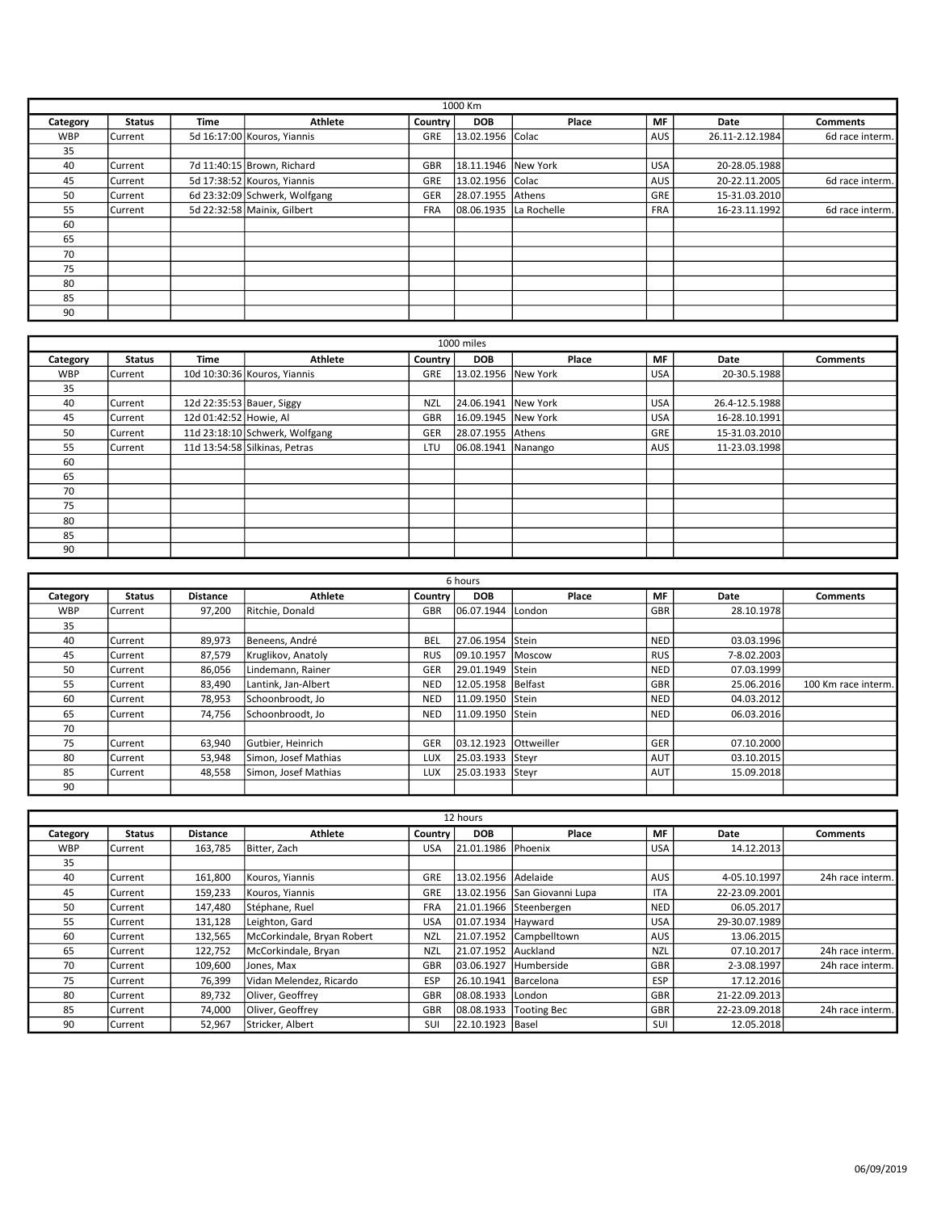| 1000 Km | | | | | | | | | |
|---|---|---|---|---|---|---|---|---|---|
| Category | Status | Time | Athlete | Country | DOB | Place | MF | Date | Comments |
| WBP | Current | 5d 16:17:00 | Kouros, Yiannis | GRE | 13.02.1956 | Colac | AUS | 26.11-2.12.1984 | 6d race interm. |
| 35 | | | | | | | | | |
| 40 | Current | 7d 11:40:15 | Brown, Richard | GBR | 18.11.1946 | New York | USA | 20-28.05.1988 | |
| 45 | Current | 5d 17:38:52 | Kouros, Yiannis | GRE | 13.02.1956 | Colac | AUS | 20-22.11.2005 | 6d race interm. |
| 50 | Current | 6d 23:32:09 | Schwerk, Wolfgang | GER | 28.07.1955 | Athens | GRE | 15-31.03.2010 | |
| 55 | Current | 5d 22:32:58 | Mainix, Gilbert | FRA | 08.06.1935 | La Rochelle | FRA | 16-23.11.1992 | 6d race interm. |
| 60 | | | | | | | | | |
| 65 | | | | | | | | | |
| 70 | | | | | | | | | |
| 75 | | | | | | | | | |
| 80 | | | | | | | | | |
| 85 | | | | | | | | | |
| 90 | | | | | | | | | |

| 1000 miles | | | | | | | | | |
|---|---|---|---|---|---|---|---|---|---|
| Category | Status | Time | Athlete | Country | DOB | Place | MF | Date | Comments |
| WBP | Current | 10d 10:30:36 | Kouros, Yiannis | GRE | 13.02.1956 | New York | USA | 20-30.5.1988 | |
| 35 | | | | | | | | | |
| 40 | Current | 12d 22:35:53 | Bauer, Siggy | NZL | 24.06.1941 | New York | USA | 26.4-12.5.1988 | |
| 45 | Current | 12d 01:42:52 | Howie, Al | GBR | 16.09.1945 | New York | USA | 16-28.10.1991 | |
| 50 | Current | 11d 23:18:10 | Schwerk, Wolfgang | GER | 28.07.1955 | Athens | GRE | 15-31.03.2010 | |
| 55 | Current | 11d 13:54:58 | Silkinas, Petras | LTU | 06.08.1941 | Nanango | AUS | 11-23.03.1998 | |
| 60 | | | | | | | | | |
| 65 | | | | | | | | | |
| 70 | | | | | | | | | |
| 75 | | | | | | | | | |
| 80 | | | | | | | | | |
| 85 | | | | | | | | | |
| 90 | | | | | | | | | |

| 6 hours | | | | | | | | | |
|---|---|---|---|---|---|---|---|---|---|
| Category | Status | Distance | Athlete | Country | DOB | Place | MF | Date | Comments |
| WBP | Current | 97,200 | Ritchie, Donald | GBR | 06.07.1944 | London | GBR | 28.10.1978 | |
| 35 | | | | | | | | | |
| 40 | Current | 89,973 | Beneens, André | BEL | 27.06.1954 | Stein | NED | 03.03.1996 | |
| 45 | Current | 87,579 | Kruglikov, Anatoly | RUS | 09.10.1957 | Moscow | RUS | 7-8.02.2003 | |
| 50 | Current | 86,056 | Lindemann, Rainer | GER | 29.01.1949 | Stein | NED | 07.03.1999 | |
| 55 | Current | 83,490 | Lantink, Jan-Albert | NED | 12.05.1958 | Belfast | GBR | 25.06.2016 | 100 Km race interm. |
| 60 | Current | 78,953 | Schoonbroodt, Jo | NED | 11.09.1950 | Stein | NED | 04.03.2012 | |
| 65 | Current | 74,756 | Schoonbroodt, Jo | NED | 11.09.1950 | Stein | NED | 06.03.2016 | |
| 70 | | | | | | | | | |
| 75 | Current | 63,940 | Gutbier, Heinrich | GER | 03.12.1923 | Ottweiller | GER | 07.10.2000 | |
| 80 | Current | 53,948 | Simon, Josef Mathias | LUX | 25.03.1933 | Steyr | AUT | 03.10.2015 | |
| 85 | Current | 48,558 | Simon, Josef Mathias | LUX | 25.03.1933 | Steyr | AUT | 15.09.2018 | |
| 90 | | | | | | | | | |

| 12 hours | | | | | | | | | |
|---|---|---|---|---|---|---|---|---|---|
| Category | Status | Distance | Athlete | Country | DOB | Place | MF | Date | Comments |
| WBP | Current | 163,785 | Bitter, Zach | USA | 21.01.1986 | Phoenix | USA | 14.12.2013 | |
| 35 | | | | | | | | | |
| 40 | Current | 161,800 | Kouros, Yiannis | GRE | 13.02.1956 | Adelaide | AUS | 4-05.10.1997 | 24h race interm. |
| 45 | Current | 159,233 | Kouros, Yiannis | GRE | 13.02.1956 | San Giovanni Lupa | ITA | 22-23.09.2001 | |
| 50 | Current | 147,480 | Stéphane, Ruel | FRA | 21.01.1966 | Steenbergen | NED | 06.05.2017 | |
| 55 | Current | 131,128 | Leighton, Gard | USA | 01.07.1934 | Hayward | USA | 29-30.07.1989 | |
| 60 | Current | 132,565 | McCorkindale, Bryan Robert | NZL | 21.07.1952 | Campbelltown | AUS | 13.06.2015 | |
| 65 | Current | 122,752 | McCorkindale, Bryan | NZL | 21.07.1952 | Auckland | NZL | 07.10.2017 | 24h race interm. |
| 70 | Current | 109,600 | Jones, Max | GBR | 03.06.1927 | Humberside | GBR | 2-3.08.1997 | 24h race interm. |
| 75 | Current | 76,399 | Vidan Melendez, Ricardo | ESP | 26.10.1941 | Barcelona | ESP | 17.12.2016 | |
| 80 | Current | 89,732 | Oliver, Geoffrey | GBR | 08.08.1933 | London | GBR | 21-22.09.2013 | |
| 85 | Current | 74,000 | Oliver, Geoffrey | GBR | 08.08.1933 | Tooting Bec | GBR | 22-23.09.2018 | 24h race interm. |
| 90 | Current | 52,967 | Stricker, Albert | SUI | 22.10.1923 | Basel | SUI | 12.05.2018 | |

06/09/2019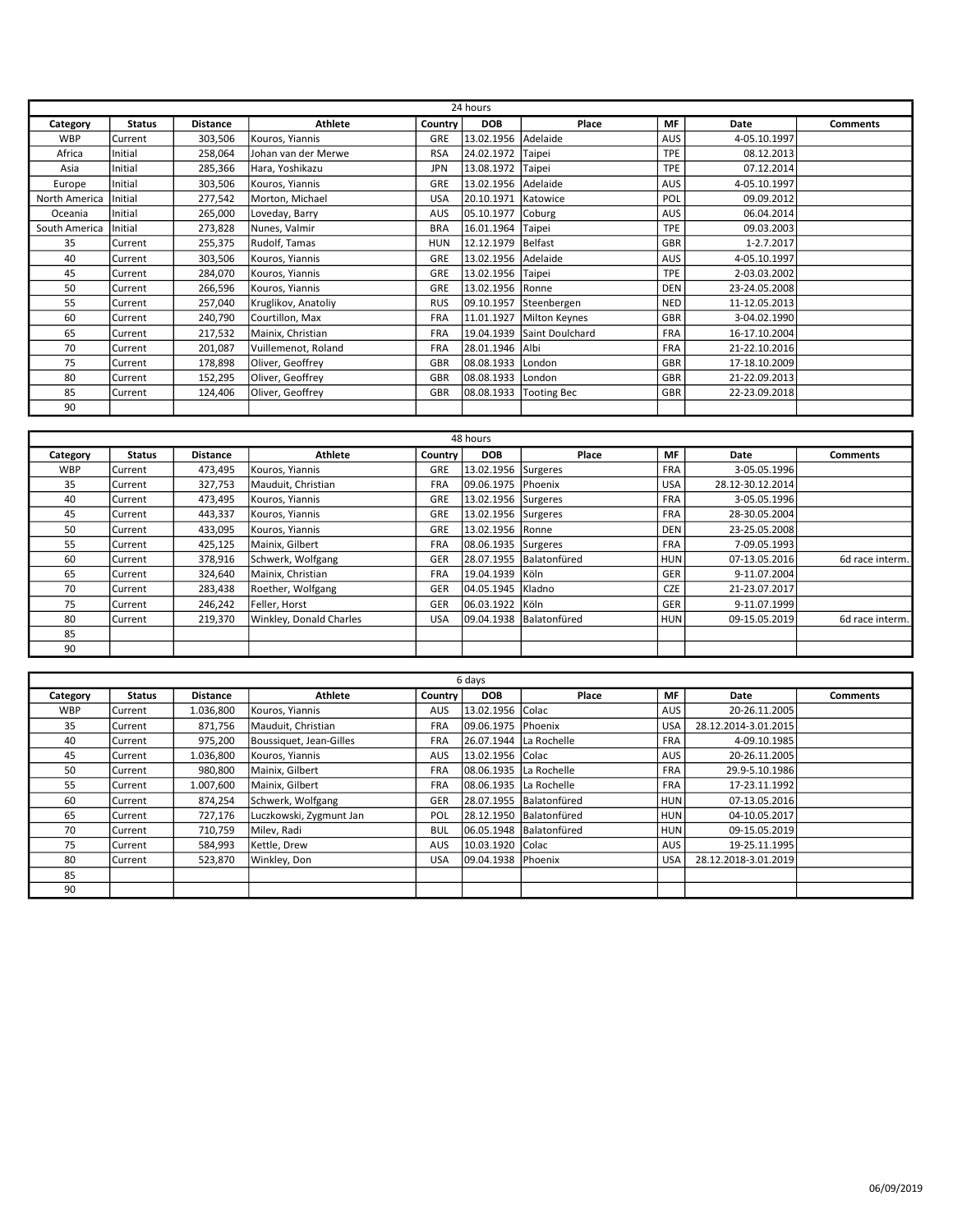| 24 hours | | | | | | | | | |
|---|---|---|---|---|---|---|---|---|---|
| Category | Status | Distance | Athlete | Country | DOB | Place | MF | Date | Comments |
| WBP | Current | 303,506 | Kouros, Yiannis | GRE | 13.02.1956 | Adelaide | AUS | 4-05.10.1997 | |
| Africa | Initial | 258,064 | Johan van der Merwe | RSA | 24.02.1972 | Taipei | TPE | 08.12.2013 | |
| Asia | Initial | 285,366 | Hara, Yoshikazu | JPN | 13.08.1972 | Taipei | TPE | 07.12.2014 | |
| Europe | Initial | 303,506 | Kouros, Yiannis | GRE | 13.02.1956 | Adelaide | AUS | 4-05.10.1997 | |
| North America | Initial | 277,542 | Morton, Michael | USA | 20.10.1971 | Katowice | POL | 09.09.2012 | |
| Oceania | Initial | 265,000 | Loveday, Barry | AUS | 05.10.1977 | Coburg | AUS | 06.04.2014 | |
| South America | Initial | 273,828 | Nunes, Valmir | BRA | 16.01.1964 | Taipei | TPE | 09.03.2003 | |
| 35 | Current | 255,375 | Rudolf, Tamas | HUN | 12.12.1979 | Belfast | GBR | 1-2.7.2017 | |
| 40 | Current | 303,506 | Kouros, Yiannis | GRE | 13.02.1956 | Adelaide | AUS | 4-05.10.1997 | |
| 45 | Current | 284,070 | Kouros, Yiannis | GRE | 13.02.1956 | Taipei | TPE | 2-03.03.2002 | |
| 50 | Current | 266,596 | Kouros, Yiannis | GRE | 13.02.1956 | Ronne | DEN | 23-24.05.2008 | |
| 55 | Current | 257,040 | Kruglikov, Anatoliy | RUS | 09.10.1957 | Steenbergen | NED | 11-12.05.2013 | |
| 60 | Current | 240,790 | Courtillon, Max | FRA | 11.01.1927 | Milton Keynes | GBR | 3-04.02.1990 | |
| 65 | Current | 217,532 | Mainix, Christian | FRA | 19.04.1939 | Saint Doulchard | FRA | 16-17.10.2004 | |
| 70 | Current | 201,087 | Vuillemenot, Roland | FRA | 28.01.1946 | Albi | FRA | 21-22.10.2016 | |
| 75 | Current | 178,898 | Oliver, Geoffrey | GBR | 08.08.1933 | London | GBR | 17-18.10.2009 | |
| 80 | Current | 152,295 | Oliver, Geoffrey | GBR | 08.08.1933 | London | GBR | 21-22.09.2013 | |
| 85 | Current | 124,406 | Oliver, Geoffrey | GBR | 08.08.1933 | Tooting Bec | GBR | 22-23.09.2018 | |
| 90 | | | | | | | | | |

| 48 hours | | | | | | | | | |
|---|---|---|---|---|---|---|---|---|---|
| Category | Status | Distance | Athlete | Country | DOB | Place | MF | Date | Comments |
| WBP | Current | 473,495 | Kouros, Yiannis | GRE | 13.02.1956 | Surgeres | FRA | 3-05.05.1996 | |
| 35 | Current | 327,753 | Mauduit, Christian | FRA | 09.06.1975 | Phoenix | USA | 28.12-30.12.2014 | |
| 40 | Current | 473,495 | Kouros, Yiannis | GRE | 13.02.1956 | Surgeres | FRA | 3-05.05.1996 | |
| 45 | Current | 443,337 | Kouros, Yiannis | GRE | 13.02.1956 | Surgeres | FRA | 28-30.05.2004 | |
| 50 | Current | 433,095 | Kouros, Yiannis | GRE | 13.02.1956 | Ronne | DEN | 23-25.05.2008 | |
| 55 | Current | 425,125 | Mainix, Gilbert | FRA | 08.06.1935 | Surgeres | FRA | 7-09.05.1993 | |
| 60 | Current | 378,916 | Schwerk, Wolfgang | GER | 28.07.1955 | Balatonfüred | HUN | 07-13.05.2016 | 6d race interm. |
| 65 | Current | 324,640 | Mainix, Christian | FRA | 19.04.1939 | Köln | GER | 9-11.07.2004 | |
| 70 | Current | 283,438 | Roether, Wolfgang | GER | 04.05.1945 | Kladno | CZE | 21-23.07.2017 | |
| 75 | Current | 246,242 | Feller, Horst | GER | 06.03.1922 | Köln | GER | 9-11.07.1999 | |
| 80 | Current | 219,370 | Winkley, Donald Charles | USA | 09.04.1938 | Balatonfüred | HUN | 09-15.05.2019 | 6d race interm. |
| 85 | | | | | | | | | |
| 90 | | | | | | | | | |

| 6 days | | | | | | | | | |
|---|---|---|---|---|---|---|---|---|---|
| Category | Status | Distance | Athlete | Country | DOB | Place | MF | Date | Comments |
| WBP | Current | 1.036,800 | Kouros, Yiannis | AUS | 13.02.1956 | Colac | AUS | 20-26.11.2005 | |
| 35 | Current | 871,756 | Mauduit, Christian | FRA | 09.06.1975 | Phoenix | USA | 28.12.2014-3.01.2015 | |
| 40 | Current | 975,200 | Boussiquet, Jean-Gilles | FRA | 26.07.1944 | La Rochelle | FRA | 4-09.10.1985 | |
| 45 | Current | 1.036,800 | Kouros, Yiannis | AUS | 13.02.1956 | Colac | AUS | 20-26.11.2005 | |
| 50 | Current | 980,800 | Mainix, Gilbert | FRA | 08.06.1935 | La Rochelle | FRA | 29.9-5.10.1986 | |
| 55 | Current | 1.007,600 | Mainix, Gilbert | FRA | 08.06.1935 | La Rochelle | FRA | 17-23.11.1992 | |
| 60 | Current | 874,254 | Schwerk, Wolfgang | GER | 28.07.1955 | Balatonfüred | HUN | 07-13.05.2016 | |
| 65 | Current | 727,176 | Luczkowski, Zygmunt Jan | POL | 28.12.1950 | Balatonfüred | HUN | 04-10.05.2017 | |
| 70 | Current | 710,759 | Milev, Radi | BUL | 06.05.1948 | Balatonfüred | HUN | 09-15.05.2019 | |
| 75 | Current | 584,993 | Kettle, Drew | AUS | 10.03.1920 | Colac | AUS | 19-25.11.1995 | |
| 80 | Current | 523,870 | Winkley, Don | USA | 09.04.1938 | Phoenix | USA | 28.12.2018-3.01.2019 | |
| 85 | | | | | | | | | |
| 90 | | | | | | | | | |

06/09/2019